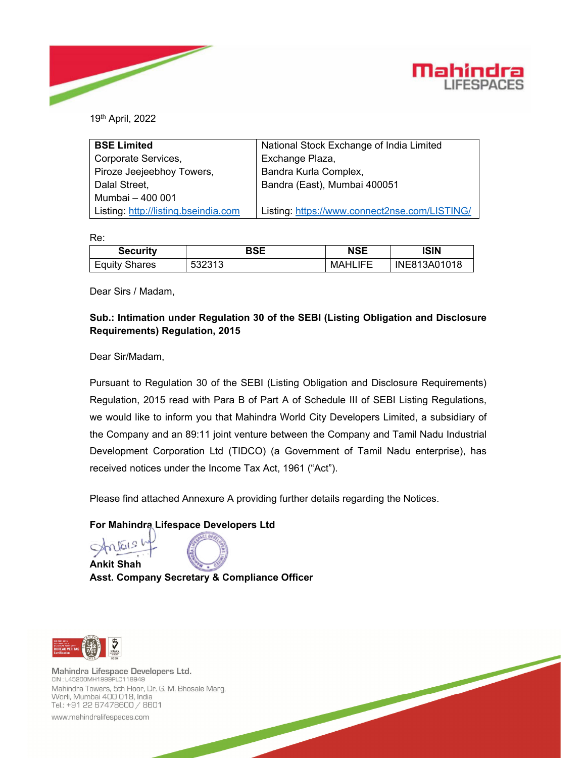19th April, 2022

| BSE Limited | National Stock Exchange of India Limited |
|---|---|
| Corporate Services, | Exchange Plaza, |
| Piroze Jeejeebhoy Towers, | Bandra Kurla Complex, |
| Dalal Street, | Bandra (East), Mumbai 400051 |
| Mumbai – 400 001 | |
| Listing: http://listing.bseindia.com | Listing: https://www.connect2nse.com/LISTING/ |

Re:

| Security | BSE | NSE | ISIN |
|---|---|---|---|
| Equity Shares | 532313 | MAHLIFE | INE813A01018 |

Dear Sirs / Madam,

**Sub.: Intimation under Regulation 30 of the SEBI (Listing Obligation and Disclosure Requirements) Regulation, 2015**

Dear Sir/Madam,

Pursuant to Regulation 30 of the SEBI (Listing Obligation and Disclosure Requirements) Regulation, 2015 read with Para B of Part A of Schedule III of SEBI Listing Regulations, we would like to inform you that Mahindra World City Developers Limited, a subsidiary of the Company and an 89:11 joint venture between the Company and Tamil Nadu Industrial Development Corporation Ltd (TIDCO) (a Government of Tamil Nadu enterprise), has received notices under the Income Tax Act, 1961 ("Act").

Please find attached Annexure A providing further details regarding the Notices.

**For Mahindra Lifespace Developers Ltd**

**Ankit Shah**
**Asst. Company Secretary & Compliance Officer**

Mahindra Lifespace Developers Ltd.
CIN : L45200MH1999PLC118949
Mahindra Towers, 5th Floor, Dr. G. M. Bhosale Marg,
Worli, Mumbai 400 018, India
Tel.: +91 22 67478600 / 8601
www.mahindralifespaces.com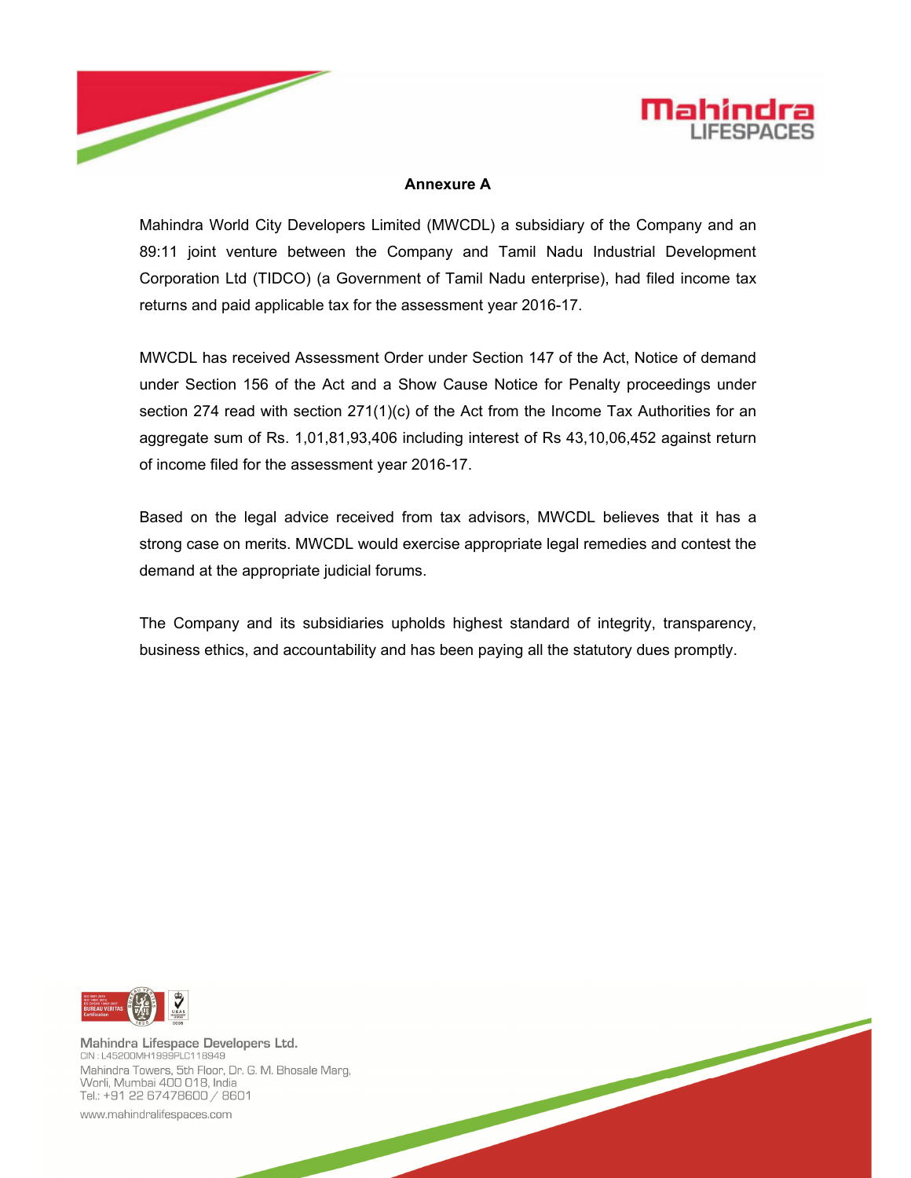## Annexure A

Mahindra World City Developers Limited (MWCDL) a subsidiary of the Company and an 89:11 joint venture between the Company and Tamil Nadu Industrial Development Corporation Ltd (TIDCO) (a Government of Tamil Nadu enterprise), had filed income tax returns and paid applicable tax for the assessment year 2016-17.

MWCDL has received Assessment Order under Section 147 of the Act, Notice of demand under Section 156 of the Act and a Show Cause Notice for Penalty proceedings under section 274 read with section 271(1)(c) of the Act from the Income Tax Authorities for an aggregate sum of Rs. 1,01,81,93,406 including interest of Rs 43,10,06,452 against return of income filed for the assessment year 2016-17.

Based on the legal advice received from tax advisors, MWCDL believes that it has a strong case on merits. MWCDL would exercise appropriate legal remedies and contest the demand at the appropriate judicial forums.

The Company and its subsidiaries upholds highest standard of integrity, transparency, business ethics, and accountability and has been paying all the statutory dues promptly.

Mahindra Lifespace Developers Ltd.
CIN : L45200MH1999PLC118949
Mahindra Towers, 5th Floor, Dr. G. M. Bhosale Marg,
Worli, Mumbai 400 018, India
Tel.: +91 22 67478600 / 8601
www.mahindralifespaces.com